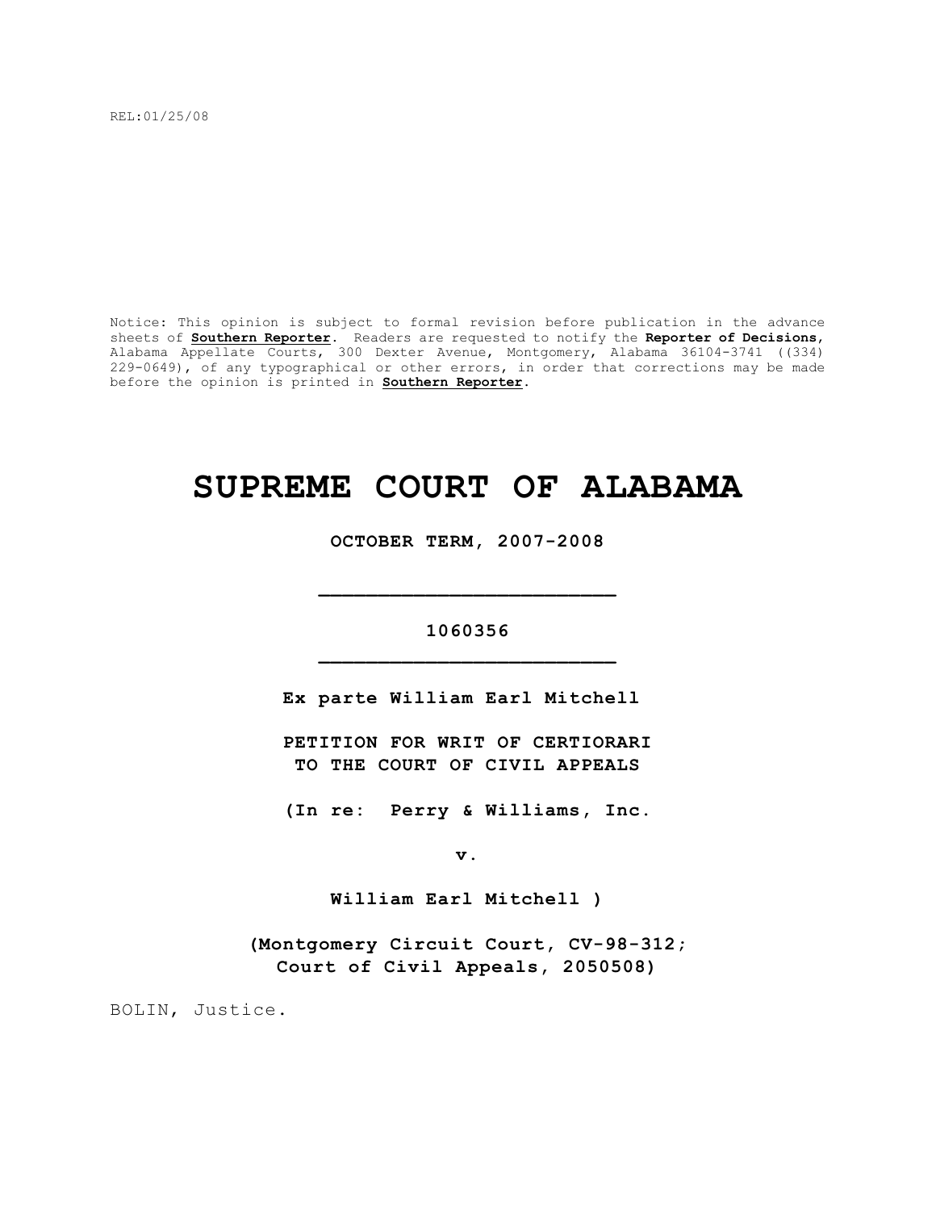REL:01/25/08

Notice: This opinion is subject to formal revision before publication in the advance sheets of **Southern Reporter**. Readers are requested to notify the **Reporter of Decisions**, Alabama Appellate Courts, 300 Dexter Avenue, Montgomery, Alabama 36104-3741 ((334) 229-0649), of any typographical or other errors, in order that corrections may be made before the opinion is printed in **Southern Reporter**.

# SUPREME COURT OF ALABAMA

**OCTOBER TERM, 2007-2008**

_________________________

**1060356**

_________________________

**Ex parte William Earl Mitchell**

**PETITION FOR WRIT OF CERTIORARI TO THE COURT OF CIVIL APPEALS**

**(In re: Perry & Williams, Inc.**

**v.**

**William Earl Mitchell )**

**(Montgomery Circuit Court, CV-98-312; Court of Civil Appeals, 2050508)**

BOLIN, Justice.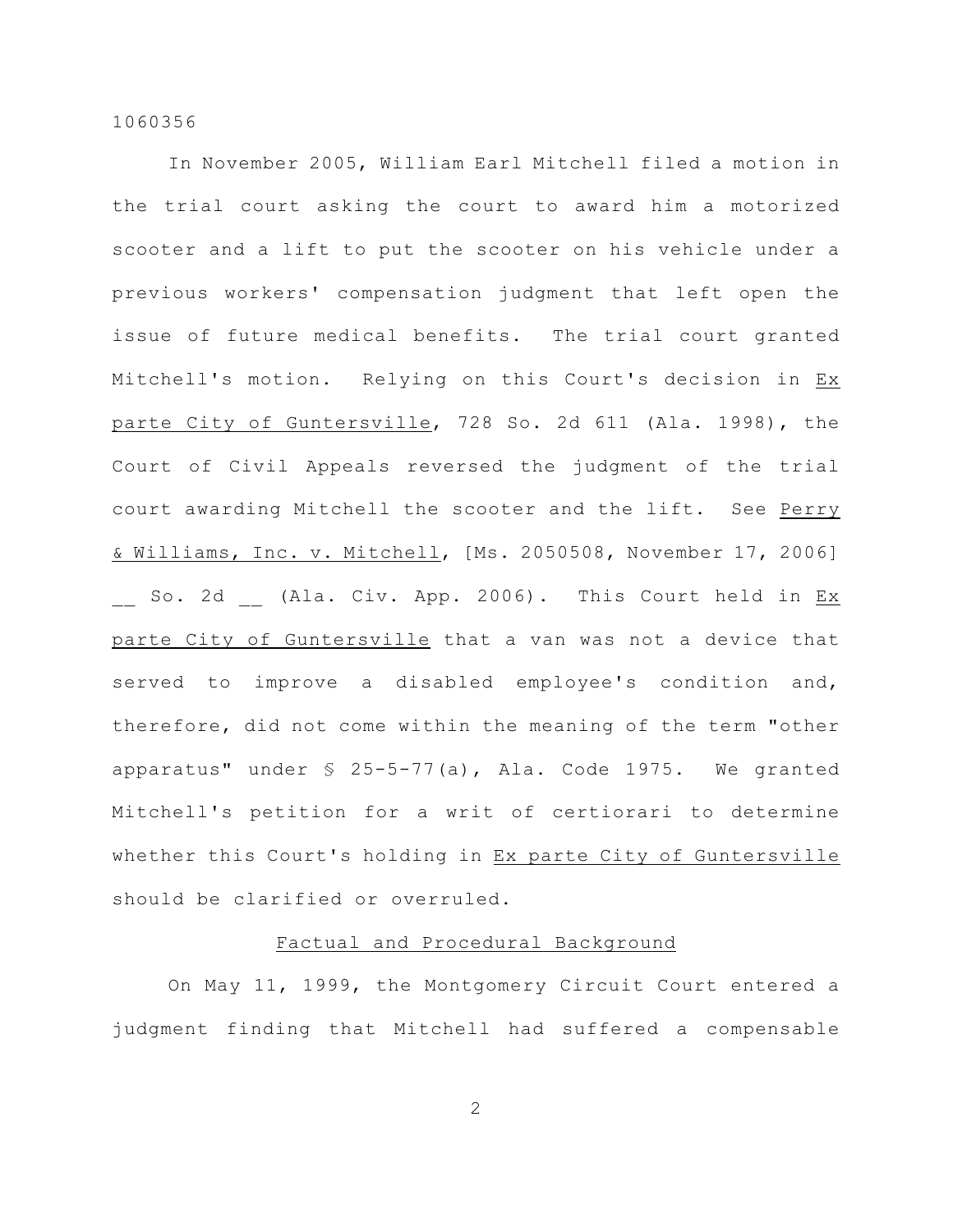In November 2005, William Earl Mitchell filed a motion in the trial court asking the court to award him a motorized scooter and a lift to put the scooter on his vehicle under a previous workers' compensation judgment that left open the issue of future medical benefits. The trial court granted Mitchell's motion. Relying on this Court's decision in Ex parte City of Guntersville, 728 So. 2d 611 (Ala. 1998), the Court of Civil Appeals reversed the judgment of the trial court awarding Mitchell the scooter and the lift. See Perry & Williams, Inc. v. Mitchell, [Ms. 2050508, November 17, 2006] __ So. 2d __ (Ala. Civ. App. 2006). This Court held in Ex parte City of Guntersville that a van was not a device that served to improve a disabled employee's condition and, therefore, did not come within the meaning of the term "other apparatus" under § 25-5-77(a), Ala. Code 1975. We granted Mitchell's petition for a writ of certiorari to determine whether this Court's holding in Ex parte City of Guntersville should be clarified or overruled.

## Factual and Procedural Background

On May 11, 1999, the Montgomery Circuit Court entered a judgment finding that Mitchell had suffered a compensable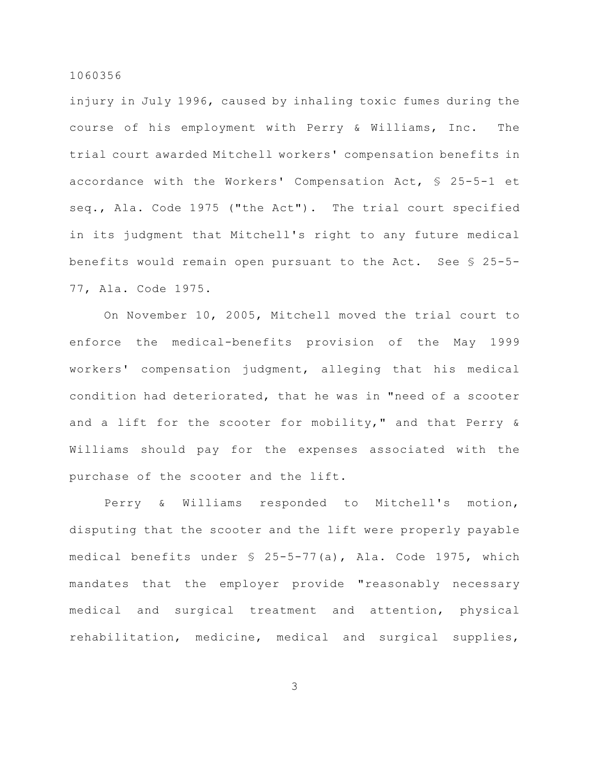injury in July 1996, caused by inhaling toxic fumes during the course of his employment with Perry & Williams, Inc. The trial court awarded Mitchell workers' compensation benefits in accordance with the Workers' Compensation Act, § 25-5-1 et seq., Ala. Code 1975 ("the Act"). The trial court specified in its judgment that Mitchell's right to any future medical benefits would remain open pursuant to the Act. See § 25-5-77, Ala. Code 1975.

On November 10, 2005, Mitchell moved the trial court to enforce the medical-benefits provision of the May 1999 workers' compensation judgment, alleging that his medical condition had deteriorated, that he was in "need of a scooter and a lift for the scooter for mobility," and that Perry & Williams should pay for the expenses associated with the purchase of the scooter and the lift.

Perry & Williams responded to Mitchell's motion, disputing that the scooter and the lift were properly payable medical benefits under § 25-5-77(a), Ala. Code 1975, which mandates that the employer provide "reasonably necessary medical and surgical treatment and attention, physical rehabilitation, medicine, medical and surgical supplies,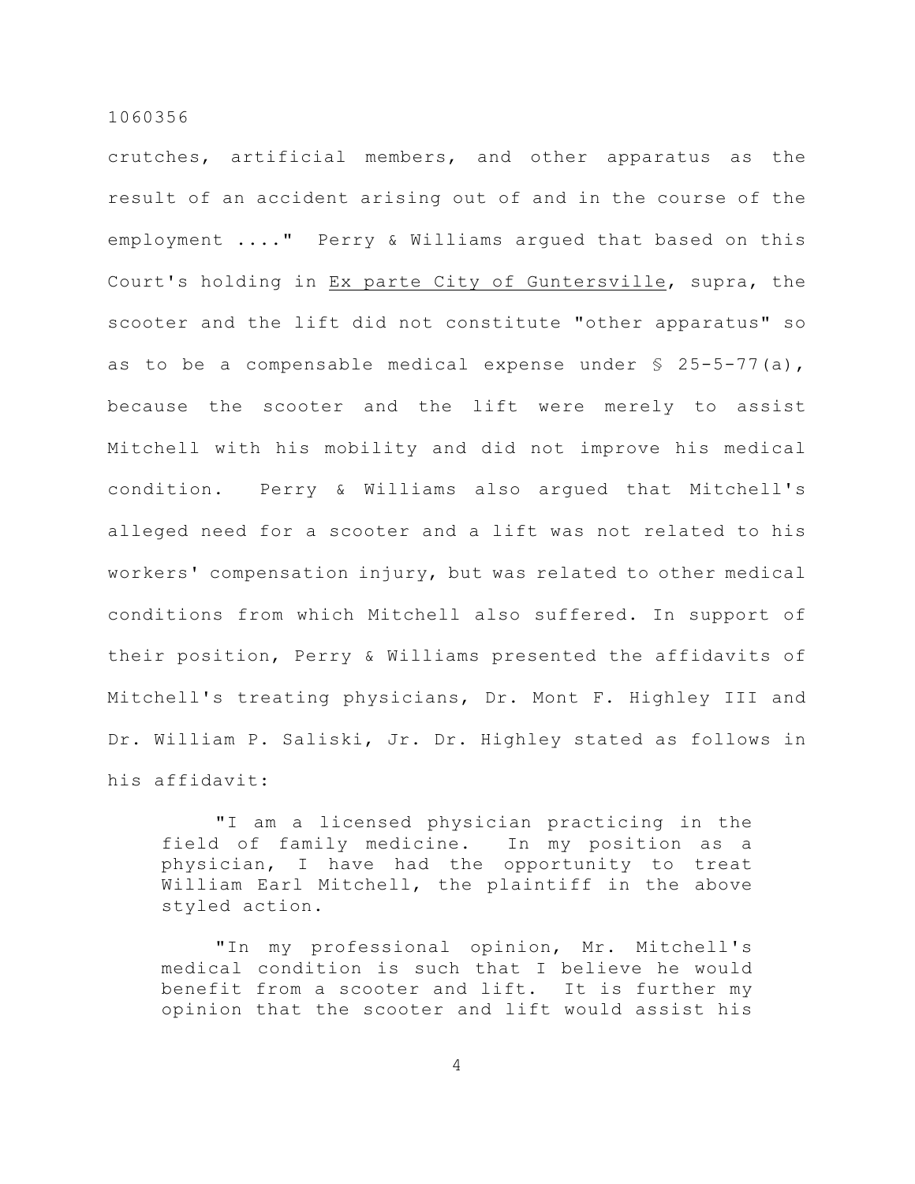crutches, artificial members, and other apparatus as the result of an accident arising out of and in the course of the employment ...." Perry & Williams argued that based on this Court's holding in Ex parte City of Guntersville, supra, the scooter and the lift did not constitute "other apparatus" so as to be a compensable medical expense under § 25-5-77(a), because the scooter and the lift were merely to assist Mitchell with his mobility and did not improve his medical condition. Perry & Williams also argued that Mitchell's alleged need for a scooter and a lift was not related to his workers' compensation injury, but was related to other medical conditions from which Mitchell also suffered. In support of their position, Perry & Williams presented the affidavits of Mitchell's treating physicians, Dr. Mont F. Highley III and Dr. William P. Saliski, Jr. Dr. Highley stated as follows in his affidavit:

> "I am a licensed physician practicing in the field of family medicine. In my position as a physician, I have had the opportunity to treat William Earl Mitchell, the plaintiff in the above styled action.
>
> "In my professional opinion, Mr. Mitchell's medical condition is such that I believe he would benefit from a scooter and lift. It is further my opinion that the scooter and lift would assist his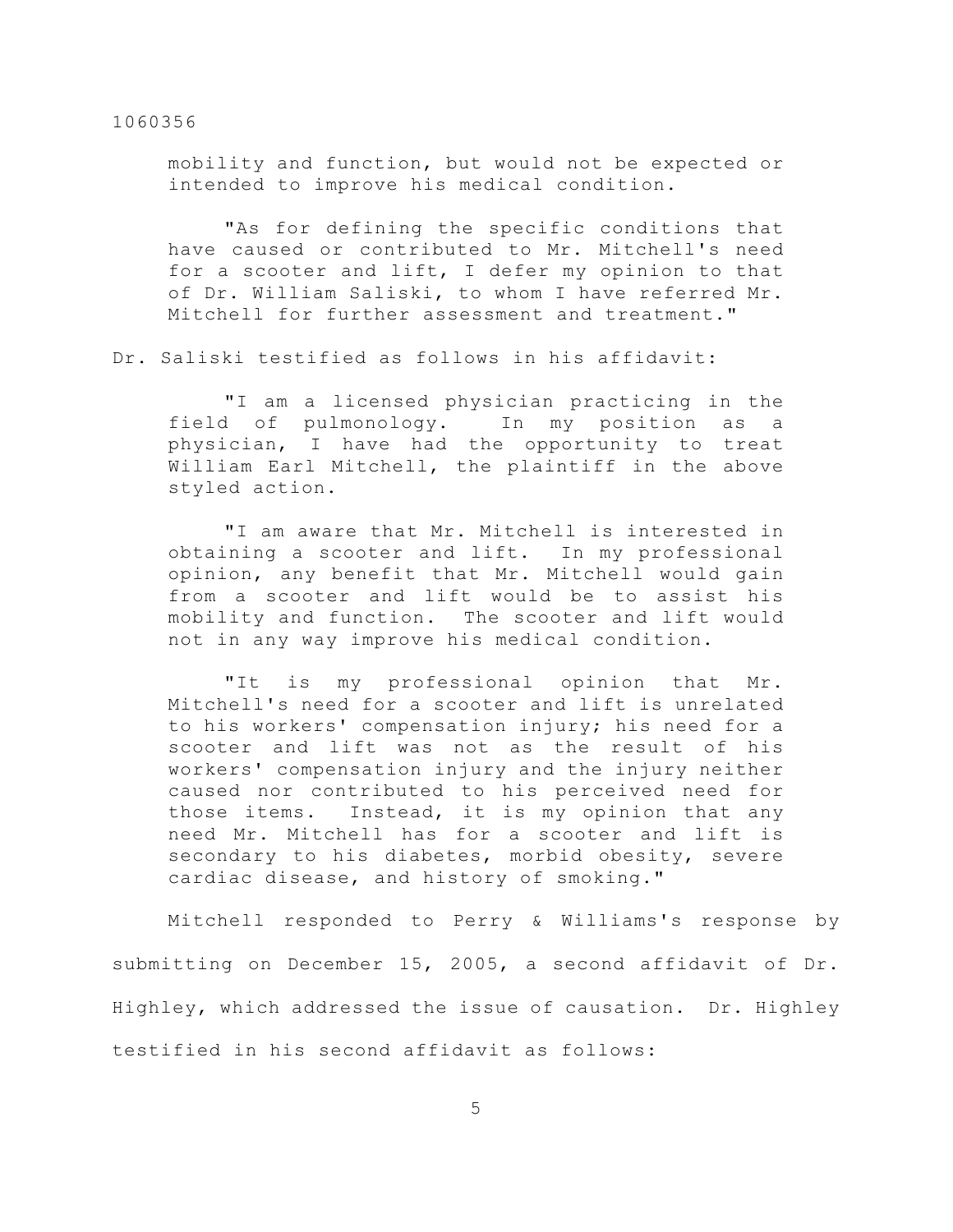> mobility and function, but would not be expected or intended to improve his medical condition.
>
> "As for defining the specific conditions that have caused or contributed to Mr. Mitchell's need for a scooter and lift, I defer my opinion to that of Dr. William Saliski, to whom I have referred Mr. Mitchell for further assessment and treatment."

Dr. Saliski testified as follows in his affidavit:

> "I am a licensed physician practicing in the field of pulmonology. In my position as a physician, I have had the opportunity to treat William Earl Mitchell, the plaintiff in the above styled action.
>
> "I am aware that Mr. Mitchell is interested in obtaining a scooter and lift. In my professional opinion, any benefit that Mr. Mitchell would gain from a scooter and lift would be to assist his mobility and function. The scooter and lift would not in any way improve his medical condition.
>
> "It is my professional opinion that Mr. Mitchell's need for a scooter and lift is unrelated to his workers' compensation injury; his need for a scooter and lift was not as the result of his workers' compensation injury and the injury neither caused nor contributed to his perceived need for those items. Instead, it is my opinion that any need Mr. Mitchell has for a scooter and lift is secondary to his diabetes, morbid obesity, severe cardiac disease, and history of smoking."

Mitchell responded to Perry & Williams's response by submitting on December 15, 2005, a second affidavit of Dr. Highley, which addressed the issue of causation. Dr. Highley testified in his second affidavit as follows: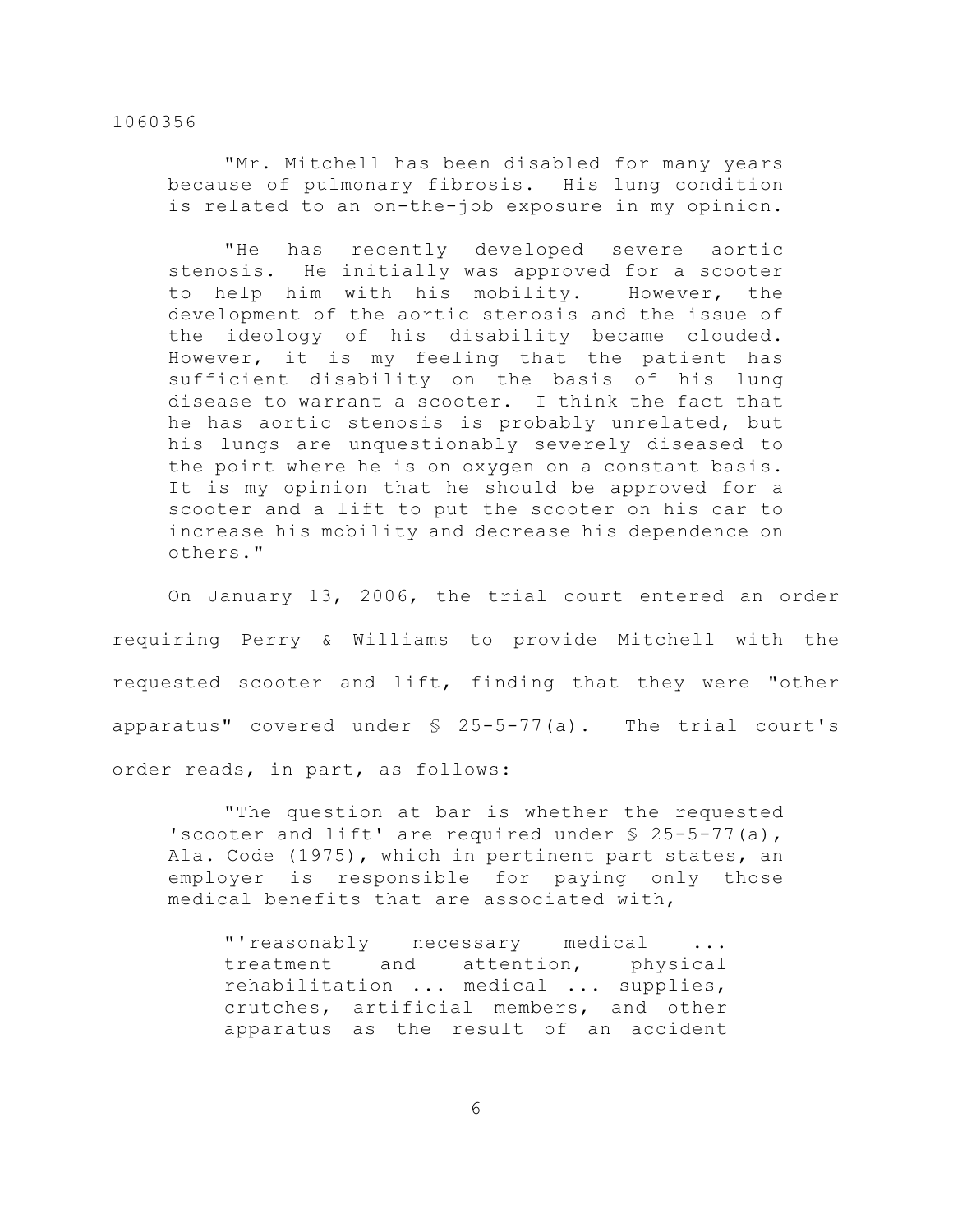> "Mr. Mitchell has been disabled for many years because of pulmonary fibrosis. His lung condition is related to an on-the-job exposure in my opinion.
>
> "He has recently developed severe aortic stenosis. He initially was approved for a scooter to help him with his mobility. However, the development of the aortic stenosis and the issue of the ideology of his disability became clouded. However, it is my feeling that the patient has sufficient disability on the basis of his lung disease to warrant a scooter. I think the fact that he has aortic stenosis is probably unrelated, but his lungs are unquestionably severely diseased to the point where he is on oxygen on a constant basis. It is my opinion that he should be approved for a scooter and a lift to put the scooter on his car to increase his mobility and decrease his dependence on others."

On January 13, 2006, the trial court entered an order requiring Perry & Williams to provide Mitchell with the requested scooter and lift, finding that they were "other apparatus" covered under § 25-5-77(a). The trial court's order reads, in part, as follows:

> "The question at bar is whether the requested 'scooter and lift' are required under § 25-5-77(a), Ala. Code (1975), which in pertinent part states, an employer is responsible for paying only those medical benefits that are associated with,
>
> > "'reasonably necessary medical ... treatment and attention, physical rehabilitation ... medical ... supplies, crutches, artificial members, and other apparatus as the result of an accident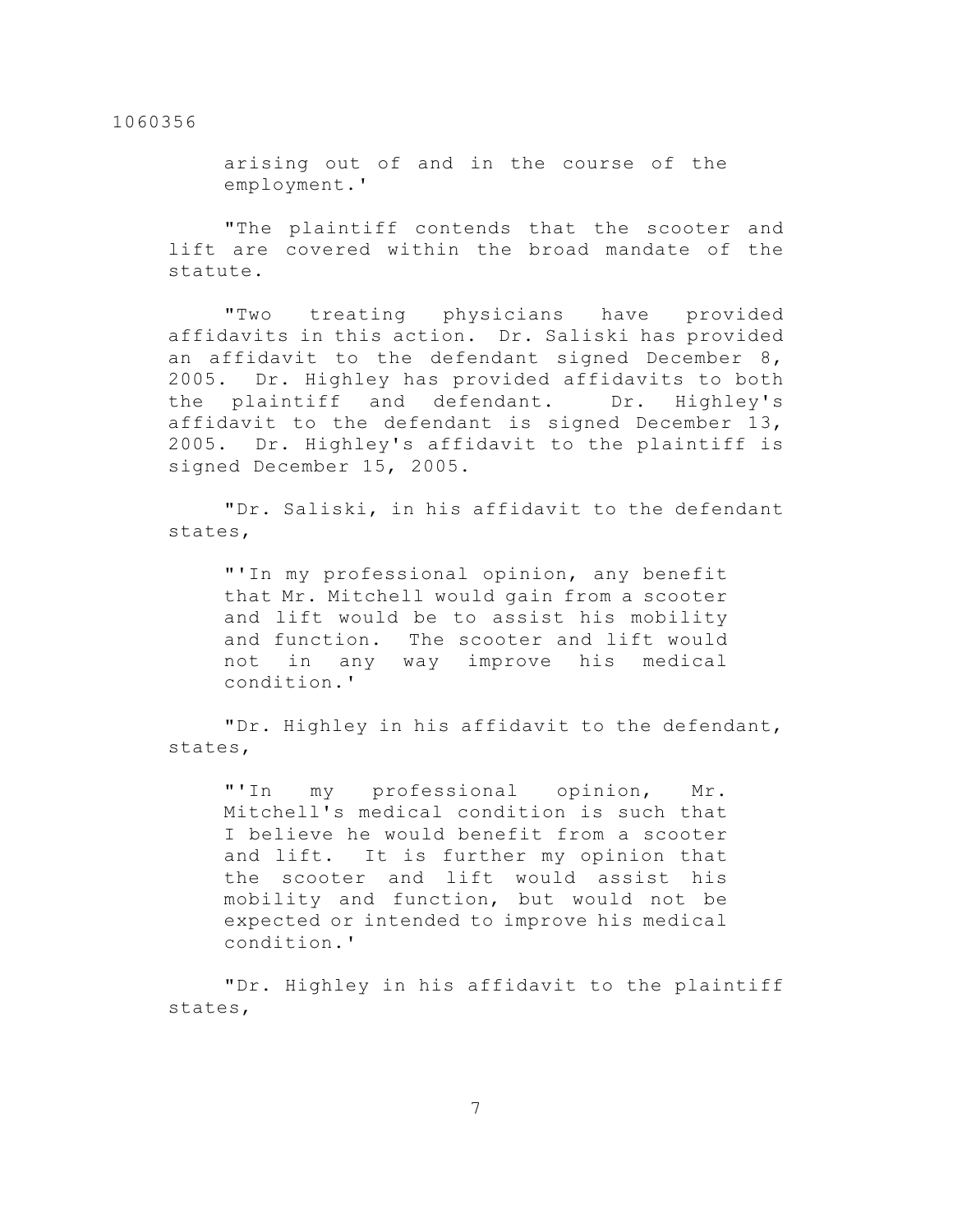arising out of and in the course of the employment.'

"The plaintiff contends that the scooter and lift are covered within the broad mandate of the statute.

"Two treating physicians have provided affidavits in this action. Dr. Saliski has provided an affidavit to the defendant signed December 8, 2005. Dr. Highley has provided affidavits to both the plaintiff and defendant. Dr. Highley's affidavit to the defendant is signed December 13, 2005. Dr. Highley's affidavit to the plaintiff is signed December 15, 2005.

"Dr. Saliski, in his affidavit to the defendant states,

> "'In my professional opinion, any benefit that Mr. Mitchell would gain from a scooter and lift would be to assist his mobility and function. The scooter and lift would not in any way improve his medical condition.'

"Dr. Highley in his affidavit to the defendant, states,

> "'In my professional opinion, Mr. Mitchell's medical condition is such that I believe he would benefit from a scooter and lift. It is further my opinion that the scooter and lift would assist his mobility and function, but would not be expected or intended to improve his medical condition.'

"Dr. Highley in his affidavit to the plaintiff states,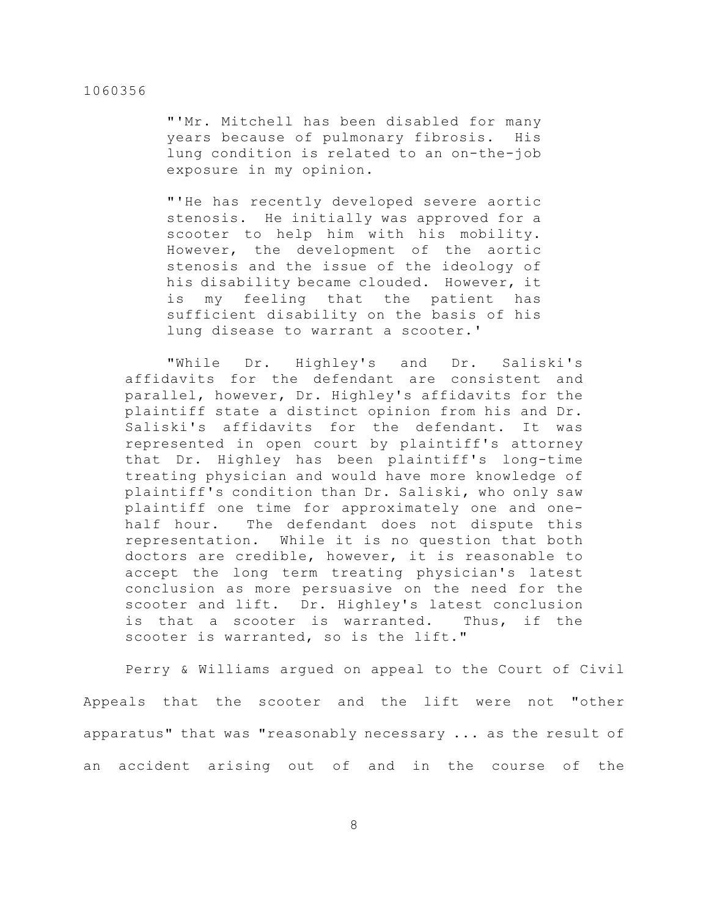> "'Mr. Mitchell has been disabled for many years because of pulmonary fibrosis. His lung condition is related to an on-the-job exposure in my opinion.
>
> "'He has recently developed severe aortic stenosis. He initially was approved for a scooter to help him with his mobility. However, the development of the aortic stenosis and the issue of the ideology of his disability became clouded. However, it is my feeling that the patient has sufficient disability on the basis of his lung disease to warrant a scooter.'
>
> "While Dr. Highley's and Dr. Saliski's affidavits for the defendant are consistent and parallel, however, Dr. Highley's affidavits for the plaintiff state a distinct opinion from his and Dr. Saliski's affidavits for the defendant. It was represented in open court by plaintiff's attorney that Dr. Highley has been plaintiff's long-time treating physician and would have more knowledge of plaintiff's condition than Dr. Saliski, who only saw plaintiff one time for approximately one and one-half hour. The defendant does not dispute this representation. While it is no question that both doctors are credible, however, it is reasonable to accept the long term treating physician's latest conclusion as more persuasive on the need for the scooter and lift. Dr. Highley's latest conclusion is that a scooter is warranted. Thus, if the scooter is warranted, so is the lift."

Perry & Williams argued on appeal to the Court of Civil Appeals that the scooter and the lift were not "other apparatus" that was "reasonably necessary ... as the result of an accident arising out of and in the course of the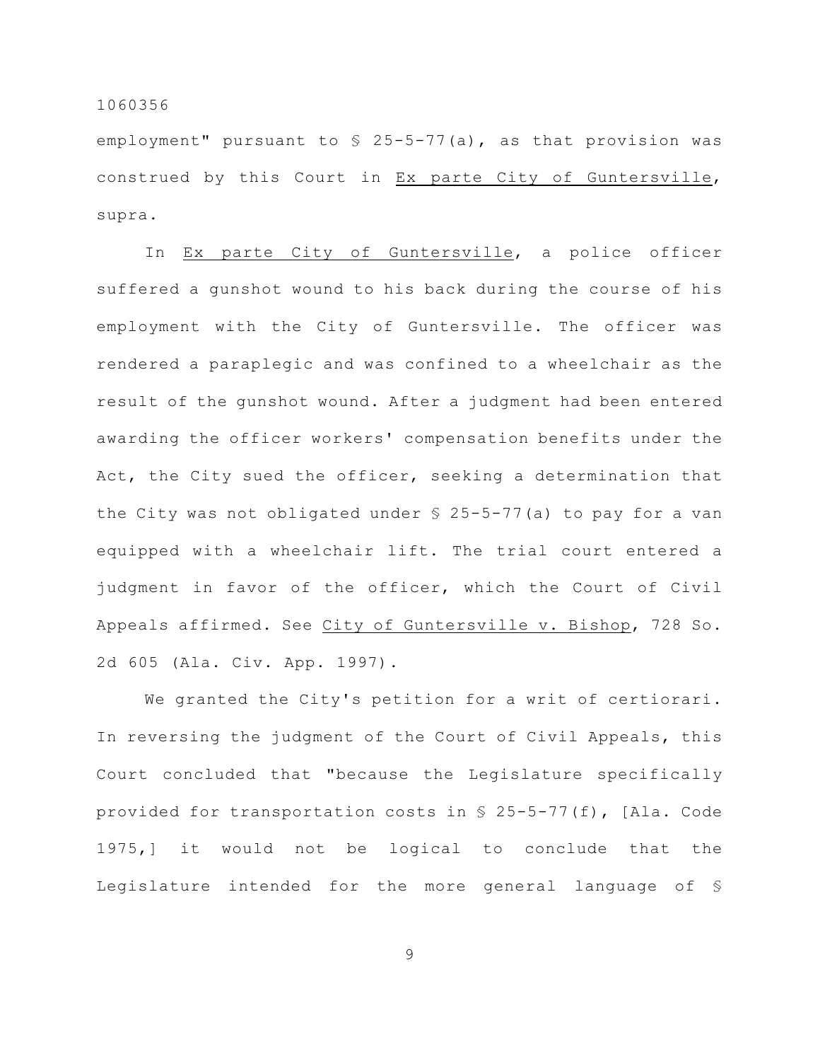employment" pursuant to § 25-5-77(a), as that provision was construed by this Court in _Ex parte City of Guntersville_, supra.

In _Ex parte City of Guntersville_, a police officer suffered a gunshot wound to his back during the course of his employment with the City of Guntersville. The officer was rendered a paraplegic and was confined to a wheelchair as the result of the gunshot wound. After a judgment had been entered awarding the officer workers' compensation benefits under the Act, the City sued the officer, seeking a determination that the City was not obligated under § 25-5-77(a) to pay for a van equipped with a wheelchair lift. The trial court entered a judgment in favor of the officer, which the Court of Civil Appeals affirmed. See _City of Guntersville v. Bishop_, 728 So. 2d 605 (Ala. Civ. App. 1997).

We granted the City's petition for a writ of certiorari. In reversing the judgment of the Court of Civil Appeals, this Court concluded that "because the Legislature specifically provided for transportation costs in § 25-5-77(f), [Ala. Code 1975,] it would not be logical to conclude that the Legislature intended for the more general language of §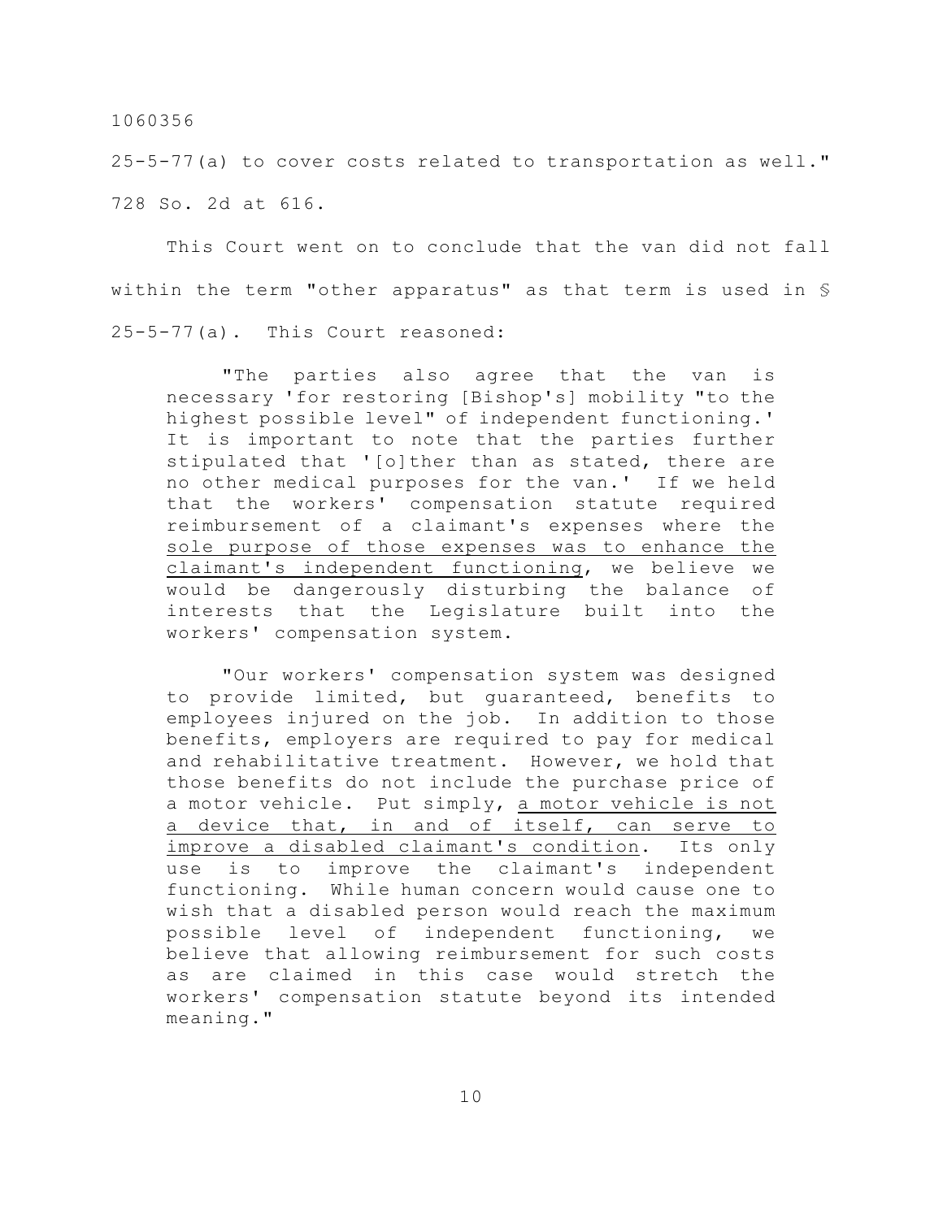25-5-77(a) to cover costs related to transportation as well." 728 So. 2d at 616.

This Court went on to conclude that the van did not fall within the term "other apparatus" as that term is used in § 25-5-77(a). This Court reasoned:

> "The parties also agree that the van is necessary 'for restoring [Bishop's] mobility "to the highest possible level" of independent functioning.' It is important to note that the parties further stipulated that '[o]ther than as stated, there are no other medical purposes for the van.' If we held that the workers' compensation statute required reimbursement of a claimant's expenses where the <u>sole purpose of those expenses was to enhance the claimant's independent functioning</u>, we believe we would be dangerously disturbing the balance of interests that the Legislature built into the workers' compensation system.
>
> "Our workers' compensation system was designed to provide limited, but guaranteed, benefits to employees injured on the job. In addition to those benefits, employers are required to pay for medical and rehabilitative treatment. However, we hold that those benefits do not include the purchase price of a motor vehicle. Put simply, <u>a motor vehicle is not a device that, in and of itself, can serve to improve a disabled claimant's condition</u>. Its only use is to improve the claimant's independent functioning. While human concern would cause one to wish that a disabled person would reach the maximum possible level of independent functioning, we believe that allowing reimbursement for such costs as are claimed in this case would stretch the workers' compensation statute beyond its intended meaning."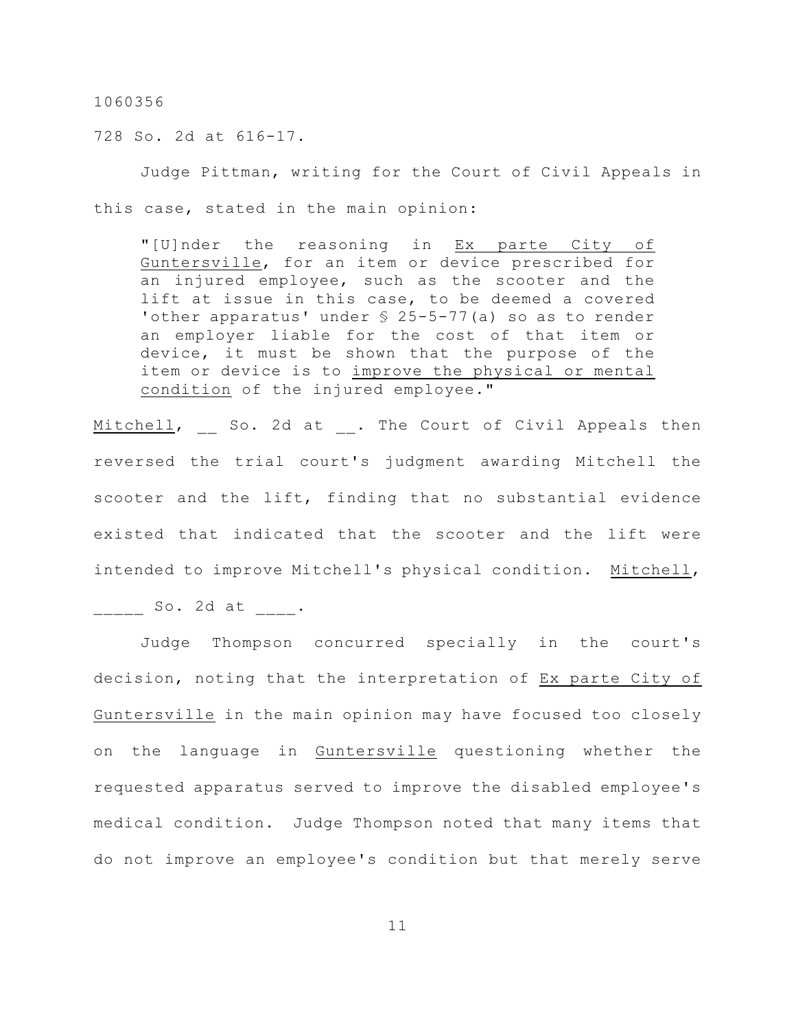728 So. 2d at 616-17.

Judge Pittman, writing for the Court of Civil Appeals in this case, stated in the main opinion:

> "[U]nder the reasoning in Ex parte City of Guntersville, for an item or device prescribed for an injured employee, such as the scooter and the lift at issue in this case, to be deemed a covered 'other apparatus' under § 25-5-77(a) so as to render an employer liable for the cost of that item or device, it must be shown that the purpose of the item or device is to improve the physical or mental condition of the injured employee."

Mitchell, __ So. 2d at __. The Court of Civil Appeals then reversed the trial court's judgment awarding Mitchell the scooter and the lift, finding that no substantial evidence existed that indicated that the scooter and the lift were intended to improve Mitchell's physical condition. Mitchell, _____ So. 2d at ____.

Judge Thompson concurred specially in the court's decision, noting that the interpretation of Ex parte City of Guntersville in the main opinion may have focused too closely on the language in Guntersville questioning whether the requested apparatus served to improve the disabled employee's medical condition. Judge Thompson noted that many items that do not improve an employee's condition but that merely serve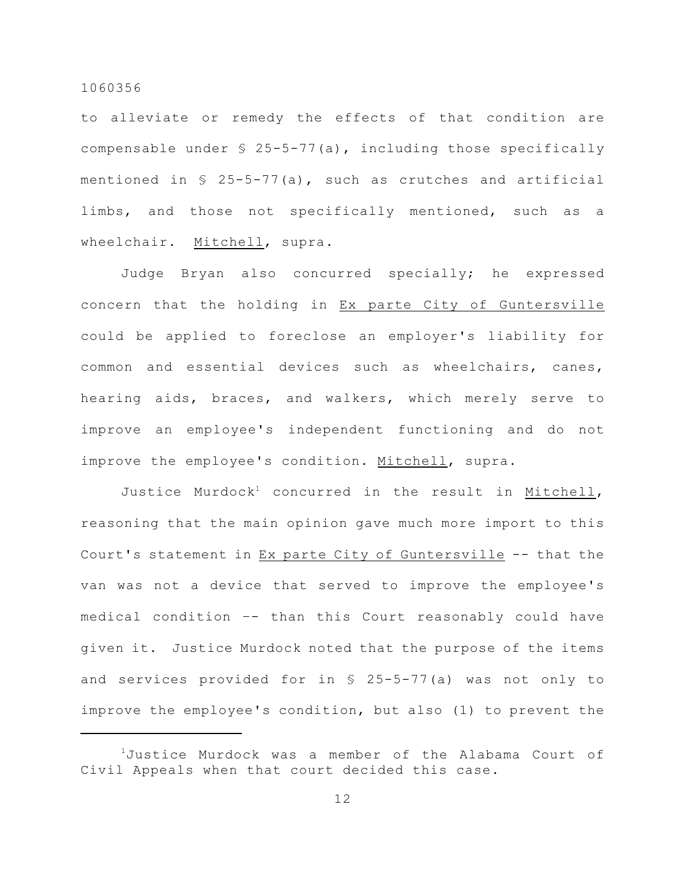to alleviate or remedy the effects of that condition are compensable under § 25-5-77(a), including those specifically mentioned in § 25-5-77(a), such as crutches and artificial limbs, and those not specifically mentioned, such as a wheelchair. Mitchell, supra.

Judge Bryan also concurred specially; he expressed concern that the holding in Ex parte City of Guntersville could be applied to foreclose an employer's liability for common and essential devices such as wheelchairs, canes, hearing aids, braces, and walkers, which merely serve to improve an employee's independent functioning and do not improve the employee's condition. Mitchell, supra.

Justice Murdock[1] concurred in the result in Mitchell, reasoning that the main opinion gave much more import to this Court's statement in Ex parte City of Guntersville -- that the van was not a device that served to improve the employee's medical condition –- than this Court reasonably could have given it. Justice Murdock noted that the purpose of the items and services provided for in § 25-5-77(a) was not only to improve the employee's condition, but also (1) to prevent the

[1] Justice Murdock was a member of the Alabama Court of Civil Appeals when that court decided this case.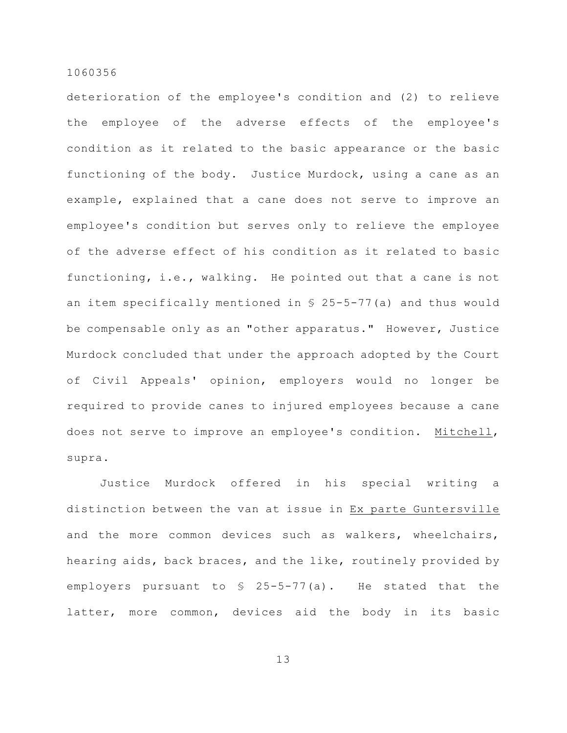deterioration of the employee's condition and (2) to relieve the employee of the adverse effects of the employee's condition as it related to the basic appearance or the basic functioning of the body. Justice Murdock, using a cane as an example, explained that a cane does not serve to improve an employee's condition but serves only to relieve the employee of the adverse effect of his condition as it related to basic functioning, i.e., walking. He pointed out that a cane is not an item specifically mentioned in § 25-5-77(a) and thus would be compensable only as an "other apparatus." However, Justice Murdock concluded that under the approach adopted by the Court of Civil Appeals' opinion, employers would no longer be required to provide canes to injured employees because a cane does not serve to improve an employee's condition. Mitchell, supra.

Justice Murdock offered in his special writing a distinction between the van at issue in Ex parte Guntersville and the more common devices such as walkers, wheelchairs, hearing aids, back braces, and the like, routinely provided by employers pursuant to § 25-5-77(a). He stated that the latter, more common, devices aid the body in its basic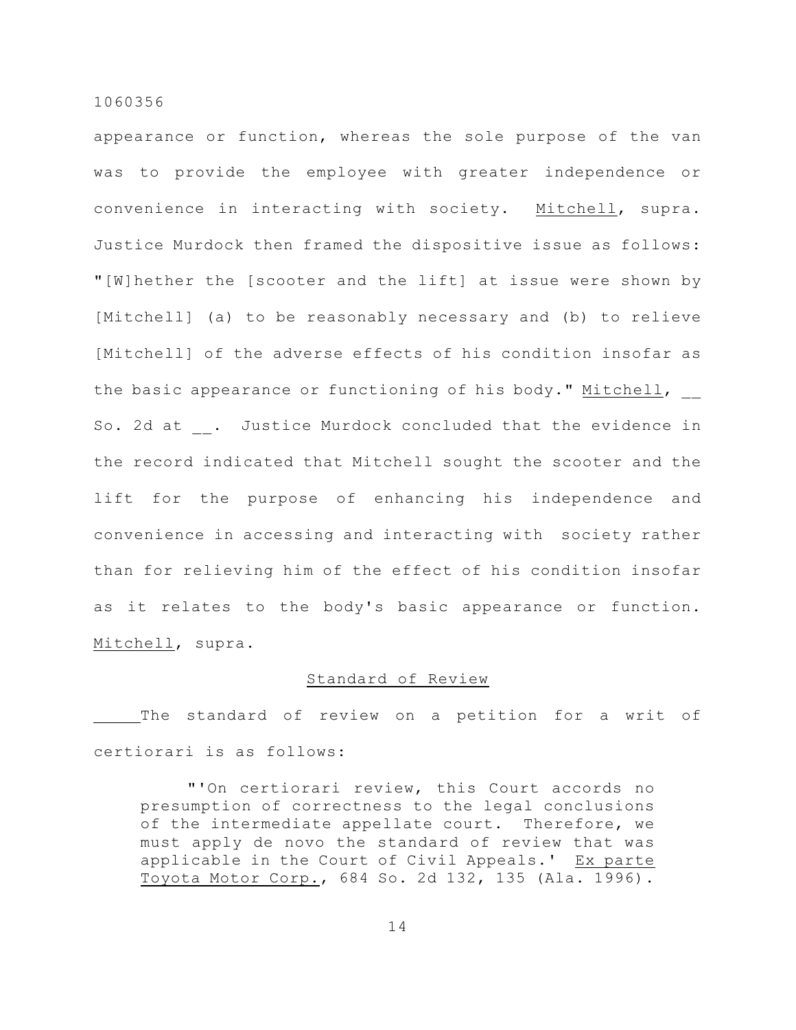appearance or function, whereas the sole purpose of the van was to provide the employee with greater independence or convenience in interacting with society. Mitchell, supra. Justice Murdock then framed the dispositive issue as follows: "[W]hether the [scooter and the lift] at issue were shown by [Mitchell] (a) to be reasonably necessary and (b) to relieve [Mitchell] of the adverse effects of his condition insofar as the basic appearance or functioning of his body." Mitchell, __ So. 2d at __. Justice Murdock concluded that the evidence in the record indicated that Mitchell sought the scooter and the lift for the purpose of enhancing his independence and convenience in accessing and interacting with society rather than for relieving him of the effect of his condition insofar as it relates to the body's basic appearance or function. Mitchell, supra.

## Standard of Review

The standard of review on a petition for a writ of certiorari is as follows:

> "'On certiorari review, this Court accords no presumption of correctness to the legal conclusions of the intermediate appellate court. Therefore, we must apply de novo the standard of review that was applicable in the Court of Civil Appeals.' Ex parte Toyota Motor Corp., 684 So. 2d 132, 135 (Ala. 1996).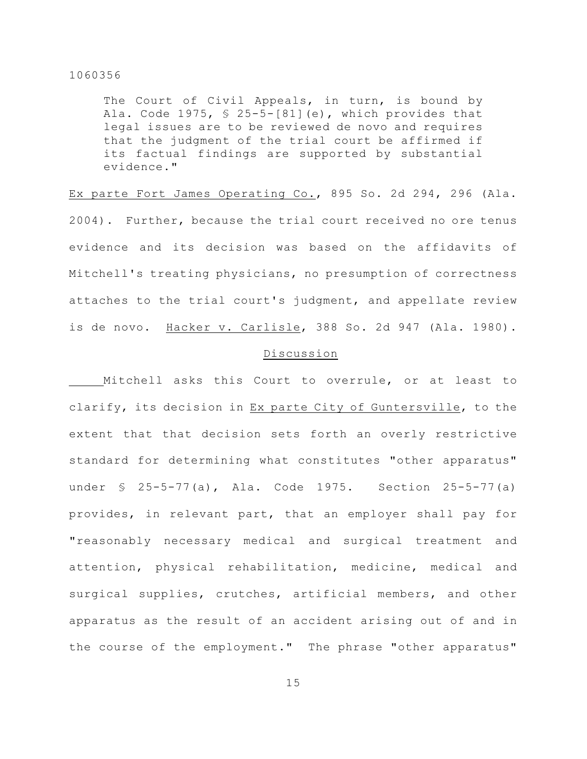> The Court of Civil Appeals, in turn, is bound by Ala. Code 1975, § 25-5-[81](e), which provides that legal issues are to be reviewed de novo and requires that the judgment of the trial court be affirmed if its factual findings are supported by substantial evidence."

Ex parte Fort James Operating Co., 895 So. 2d 294, 296 (Ala. 2004). Further, because the trial court received no ore tenus evidence and its decision was based on the affidavits of Mitchell's treating physicians, no presumption of correctness attaches to the trial court's judgment, and appellate review is de novo. Hacker v. Carlisle, 388 So. 2d 947 (Ala. 1980).

## Discussion

Mitchell asks this Court to overrule, or at least to clarify, its decision in Ex parte City of Guntersville, to the extent that that decision sets forth an overly restrictive standard for determining what constitutes "other apparatus" under § 25-5-77(a), Ala. Code 1975. Section 25-5-77(a) provides, in relevant part, that an employer shall pay for "reasonably necessary medical and surgical treatment and attention, physical rehabilitation, medicine, medical and surgical supplies, crutches, artificial members, and other apparatus as the result of an accident arising out of and in the course of the employment." The phrase "other apparatus"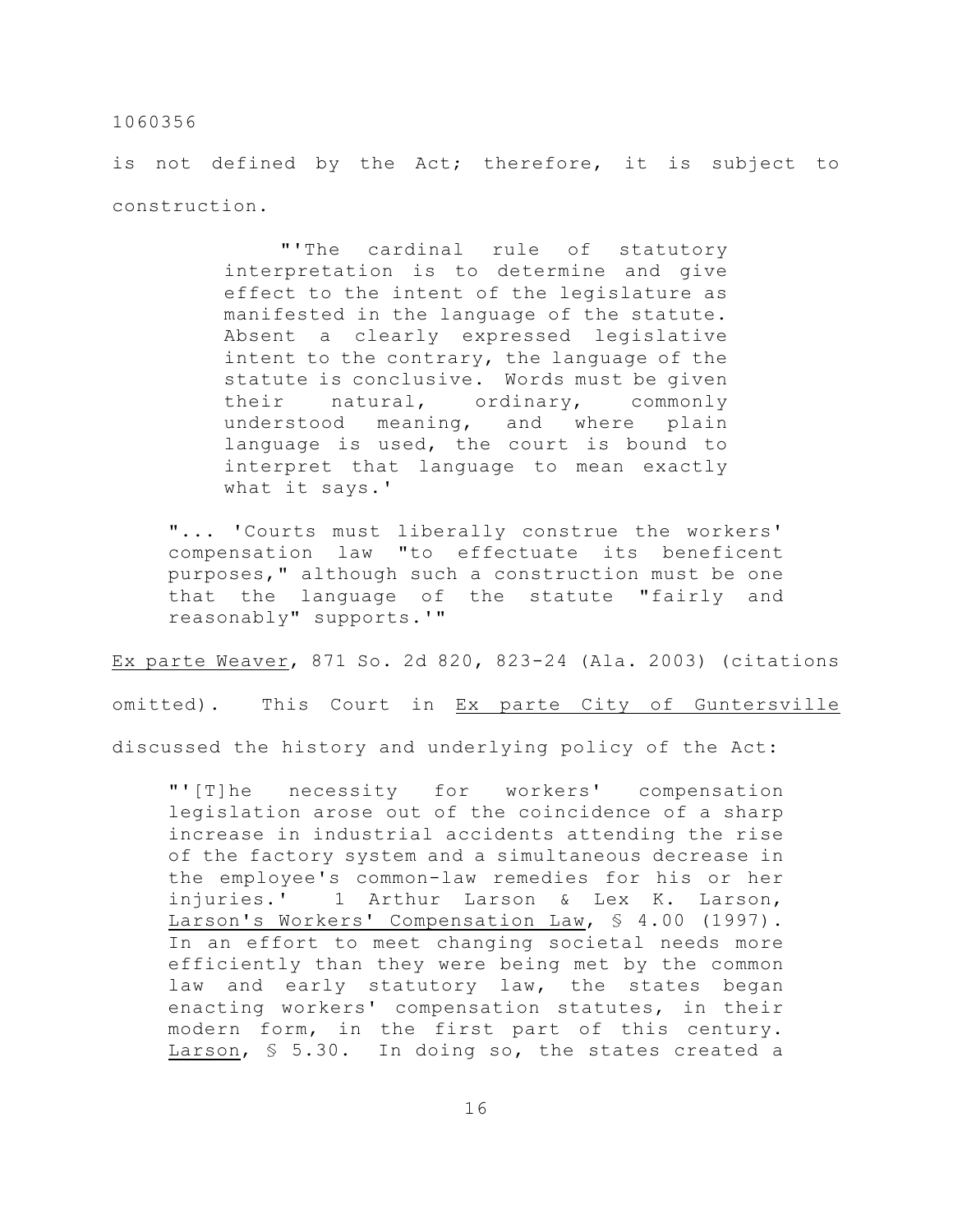is not defined by the Act; therefore, it is subject to construction.

> "'The cardinal rule of statutory interpretation is to determine and give effect to the intent of the legislature as manifested in the language of the statute. Absent a clearly expressed legislative intent to the contrary, the language of the statute is conclusive. Words must be given their natural, ordinary, commonly understood meaning, and where plain language is used, the court is bound to interpret that language to mean exactly what it says.'
>
> "... 'Courts must liberally construe the workers' compensation law "to effectuate its beneficent purposes," although such a construction must be one that the language of the statute "fairly and reasonably" supports.'"

Ex parte Weaver, 871 So. 2d 820, 823-24 (Ala. 2003) (citations omitted). This Court in Ex parte City of Guntersville discussed the history and underlying policy of the Act:

> "'[T]he necessity for workers' compensation legislation arose out of the coincidence of a sharp increase in industrial accidents attending the rise of the factory system and a simultaneous decrease in the employee's common-law remedies for his or her injuries.' 1 Arthur Larson & Lex K. Larson, Larson's Workers' Compensation Law, § 4.00 (1997). In an effort to meet changing societal needs more efficiently than they were being met by the common law and early statutory law, the states began enacting workers' compensation statutes, in their modern form, in the first part of this century. Larson, § 5.30. In doing so, the states created a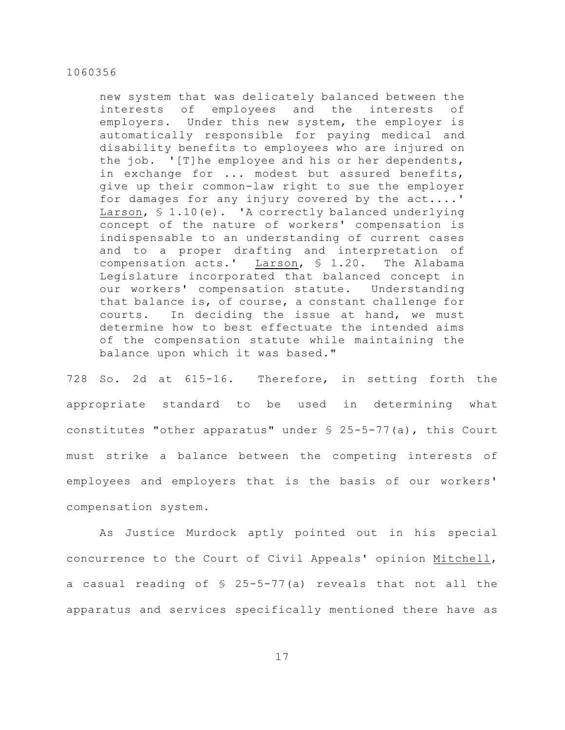> new system that was delicately balanced between the interests of employees and the interests of employers. Under this new system, the employer is automatically responsible for paying medical and disability benefits to employees who are injured on the job. '[T]he employee and his or her dependents, in exchange for ... modest but assured benefits, give up their common-law right to sue the employer for damages for any injury covered by the act....' Larson, § 1.10(e). 'A correctly balanced underlying concept of the nature of workers' compensation is indispensable to an understanding of current cases and to a proper drafting and interpretation of compensation acts.' Larson, § 1.20. The Alabama Legislature incorporated that balanced concept in our workers' compensation statute. Understanding that balance is, of course, a constant challenge for courts. In deciding the issue at hand, we must determine how to best effectuate the intended aims of the compensation statute while maintaining the balance upon which it was based."

728 So. 2d at 615-16. Therefore, in setting forth the appropriate standard to be used in determining what constitutes "other apparatus" under § 25-5-77(a), this Court must strike a balance between the competing interests of employees and employers that is the basis of our workers' compensation system.

As Justice Murdock aptly pointed out in his special concurrence to the Court of Civil Appeals' opinion Mitchell, a casual reading of § 25-5-77(a) reveals that not all the apparatus and services specifically mentioned there have as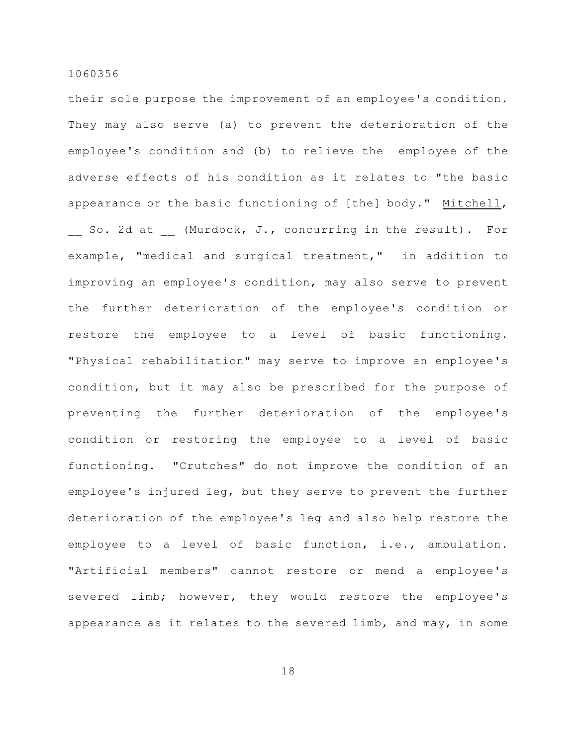their sole purpose the improvement of an employee's condition. They may also serve (a) to prevent the deterioration of the employee's condition and (b) to relieve the employee of the adverse effects of his condition as it relates to "the basic appearance or the basic functioning of [the] body." Mitchell, __ So. 2d at __ (Murdock, J., concurring in the result). For example, "medical and surgical treatment," in addition to improving an employee's condition, may also serve to prevent the further deterioration of the employee's condition or restore the employee to a level of basic functioning. "Physical rehabilitation" may serve to improve an employee's condition, but it may also be prescribed for the purpose of preventing the further deterioration of the employee's condition or restoring the employee to a level of basic functioning. "Crutches" do not improve the condition of an employee's injured leg, but they serve to prevent the further deterioration of the employee's leg and also help restore the employee to a level of basic function, i.e., ambulation. "Artificial members" cannot restore or mend a employee's severed limb; however, they would restore the employee's appearance as it relates to the severed limb, and may, in some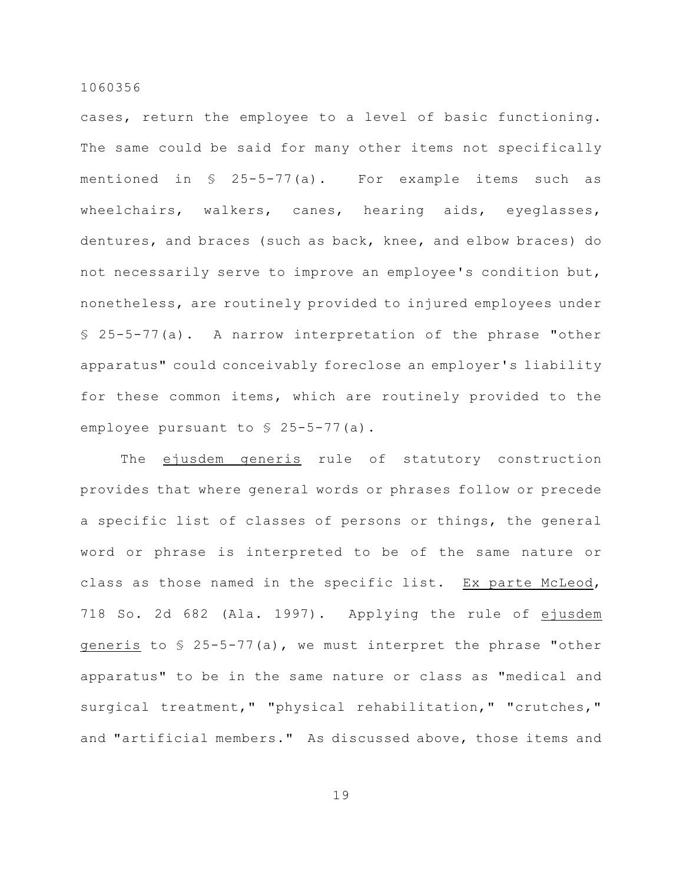cases, return the employee to a level of basic functioning. The same could be said for many other items not specifically mentioned in § 25-5-77(a). For example items such as wheelchairs, walkers, canes, hearing aids, eyeglasses, dentures, and braces (such as back, knee, and elbow braces) do not necessarily serve to improve an employee's condition but, nonetheless, are routinely provided to injured employees under § 25-5-77(a). A narrow interpretation of the phrase "other apparatus" could conceivably foreclose an employer's liability for these common items, which are routinely provided to the employee pursuant to § 25-5-77(a).

The _ejusdem generis_ rule of statutory construction provides that where general words or phrases follow or precede a specific list of classes of persons or things, the general word or phrase is interpreted to be of the same nature or class as those named in the specific list. _Ex parte McLeod_, 718 So. 2d 682 (Ala. 1997). Applying the rule of _ejusdem generis_ to § 25-5-77(a), we must interpret the phrase "other apparatus" to be in the same nature or class as "medical and surgical treatment," "physical rehabilitation," "crutches," and "artificial members." As discussed above, those items and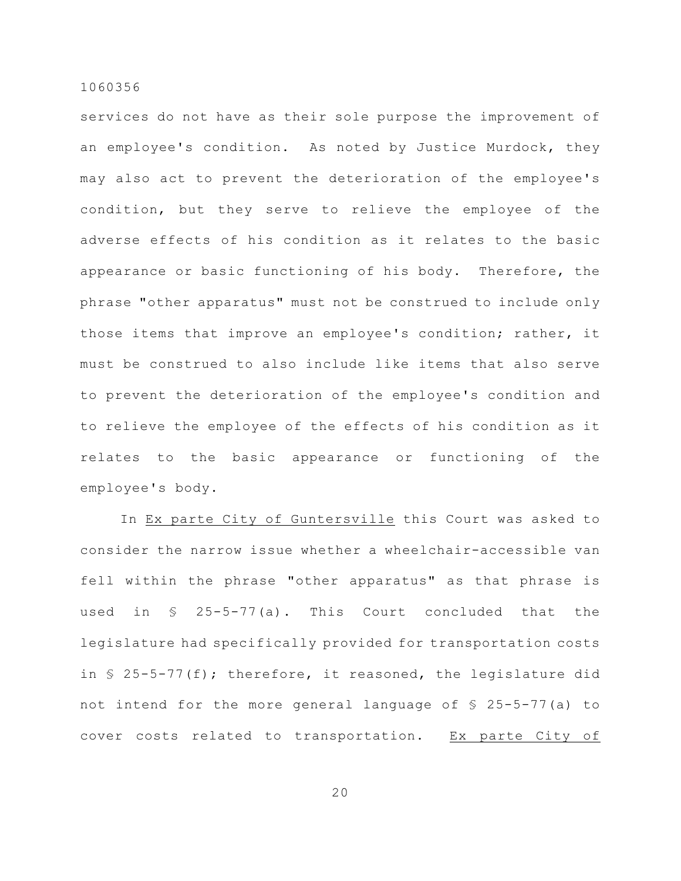services do not have as their sole purpose the improvement of an employee's condition. As noted by Justice Murdock, they may also act to prevent the deterioration of the employee's condition, but they serve to relieve the employee of the adverse effects of his condition as it relates to the basic appearance or basic functioning of his body. Therefore, the phrase "other apparatus" must not be construed to include only those items that improve an employee's condition; rather, it must be construed to also include like items that also serve to prevent the deterioration of the employee's condition and to relieve the employee of the effects of his condition as it relates to the basic appearance or functioning of the employee's body.

In Ex parte City of Guntersville this Court was asked to consider the narrow issue whether a wheelchair-accessible van fell within the phrase "other apparatus" as that phrase is used in § 25-5-77(a). This Court concluded that the legislature had specifically provided for transportation costs in § 25-5-77(f); therefore, it reasoned, the legislature did not intend for the more general language of § 25-5-77(a) to cover costs related to transportation. Ex parte City of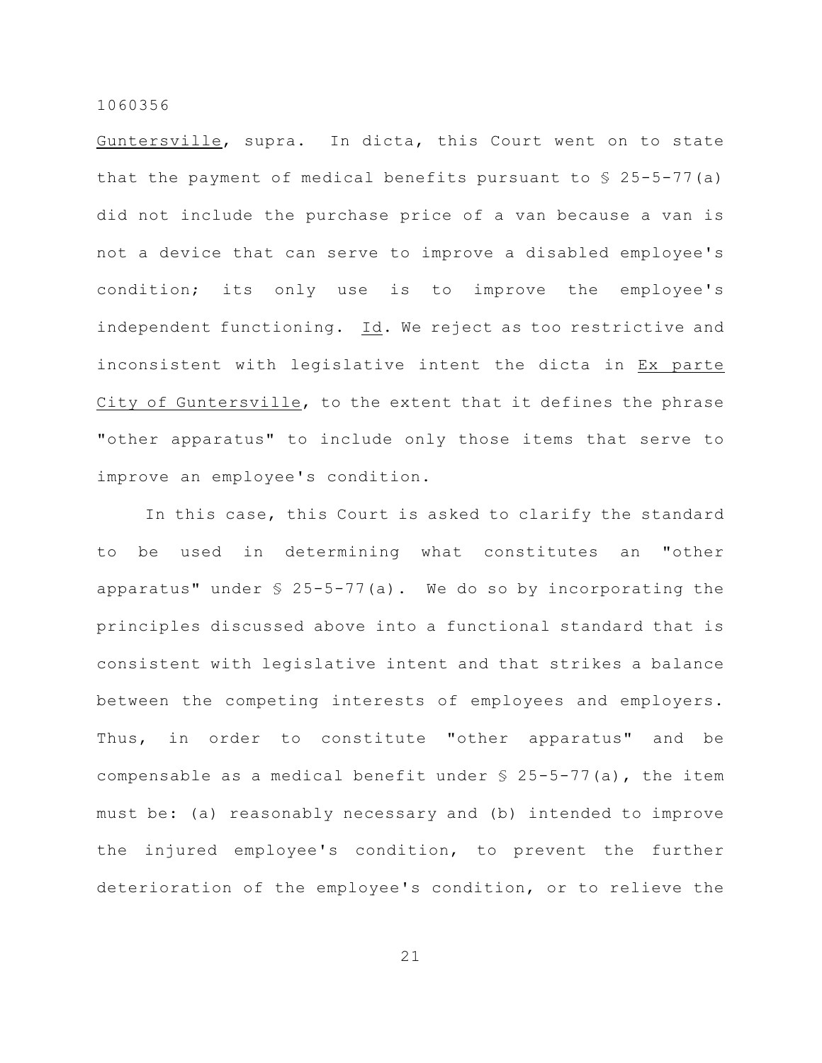Guntersville, supra. In dicta, this Court went on to state that the payment of medical benefits pursuant to § 25-5-77(a) did not include the purchase price of a van because a van is not a device that can serve to improve a disabled employee's condition; its only use is to improve the employee's independent functioning. Id. We reject as too restrictive and inconsistent with legislative intent the dicta in Ex parte City of Guntersville, to the extent that it defines the phrase "other apparatus" to include only those items that serve to improve an employee's condition.

In this case, this Court is asked to clarify the standard to be used in determining what constitutes an "other apparatus" under § 25-5-77(a). We do so by incorporating the principles discussed above into a functional standard that is consistent with legislative intent and that strikes a balance between the competing interests of employees and employers. Thus, in order to constitute "other apparatus" and be compensable as a medical benefit under § 25-5-77(a), the item must be: (a) reasonably necessary and (b) intended to improve the injured employee's condition, to prevent the further deterioration of the employee's condition, or to relieve the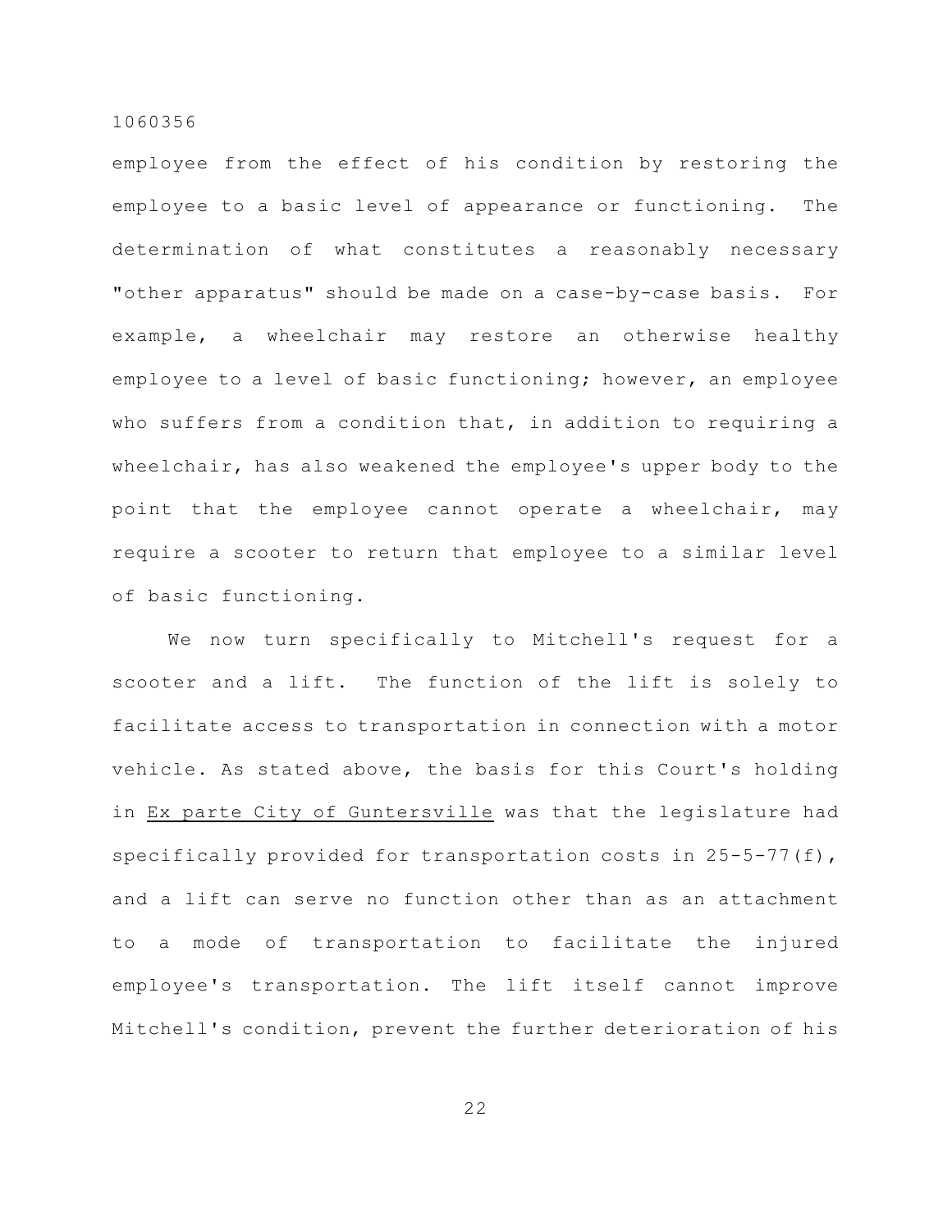employee from the effect of his condition by restoring the employee to a basic level of appearance or functioning. The determination of what constitutes a reasonably necessary "other apparatus" should be made on a case-by-case basis. For example, a wheelchair may restore an otherwise healthy employee to a level of basic functioning; however, an employee who suffers from a condition that, in addition to requiring a wheelchair, has also weakened the employee's upper body to the point that the employee cannot operate a wheelchair, may require a scooter to return that employee to a similar level of basic functioning.

We now turn specifically to Mitchell's request for a scooter and a lift. The function of the lift is solely to facilitate access to transportation in connection with a motor vehicle. As stated above, the basis for this Court's holding in Ex parte City of Guntersville was that the legislature had specifically provided for transportation costs in 25-5-77(f), and a lift can serve no function other than as an attachment to a mode of transportation to facilitate the injured employee's transportation. The lift itself cannot improve Mitchell's condition, prevent the further deterioration of his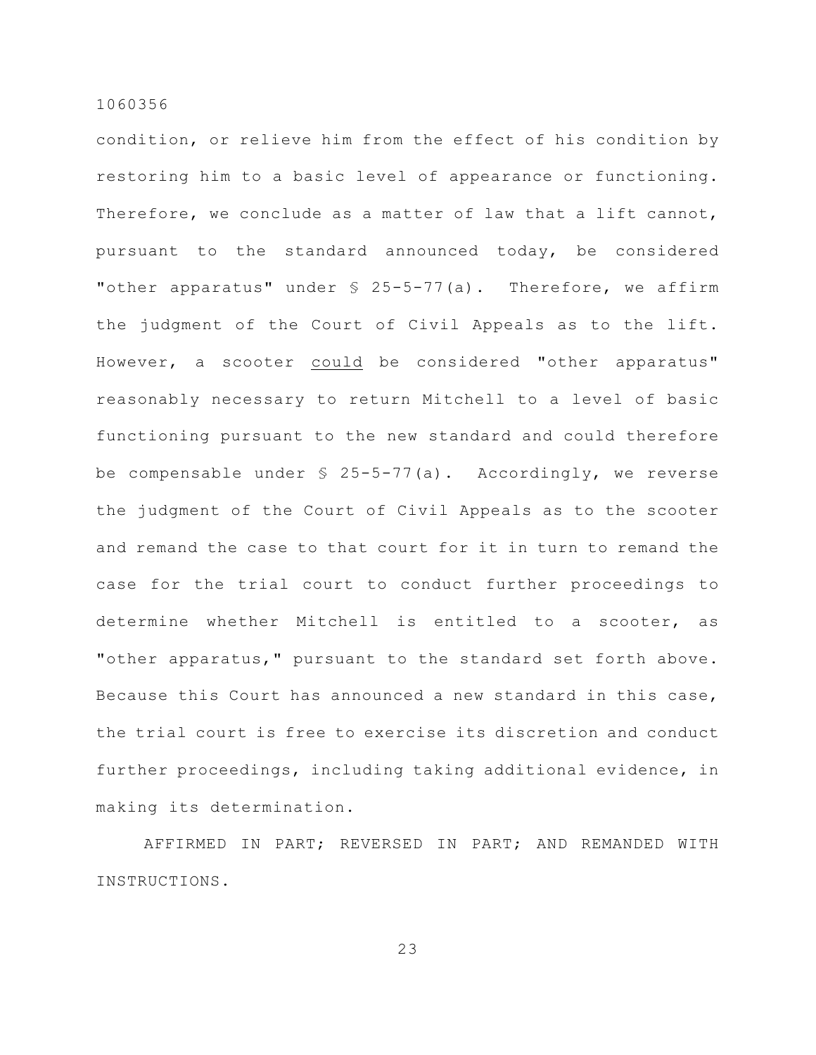condition, or relieve him from the effect of his condition by restoring him to a basic level of appearance or functioning. Therefore, we conclude as a matter of law that a lift cannot, pursuant to the standard announced today, be considered "other apparatus" under § 25-5-77(a). Therefore, we affirm the judgment of the Court of Civil Appeals as to the lift. However, a scooter <u>could</u> be considered "other apparatus" reasonably necessary to return Mitchell to a level of basic functioning pursuant to the new standard and could therefore be compensable under § 25-5-77(a). Accordingly, we reverse the judgment of the Court of Civil Appeals as to the scooter and remand the case to that court for it in turn to remand the case for the trial court to conduct further proceedings to determine whether Mitchell is entitled to a scooter, as "other apparatus," pursuant to the standard set forth above. Because this Court has announced a new standard in this case, the trial court is free to exercise its discretion and conduct further proceedings, including taking additional evidence, in making its determination.

AFFIRMED IN PART; REVERSED IN PART; AND REMANDED WITH INSTRUCTIONS.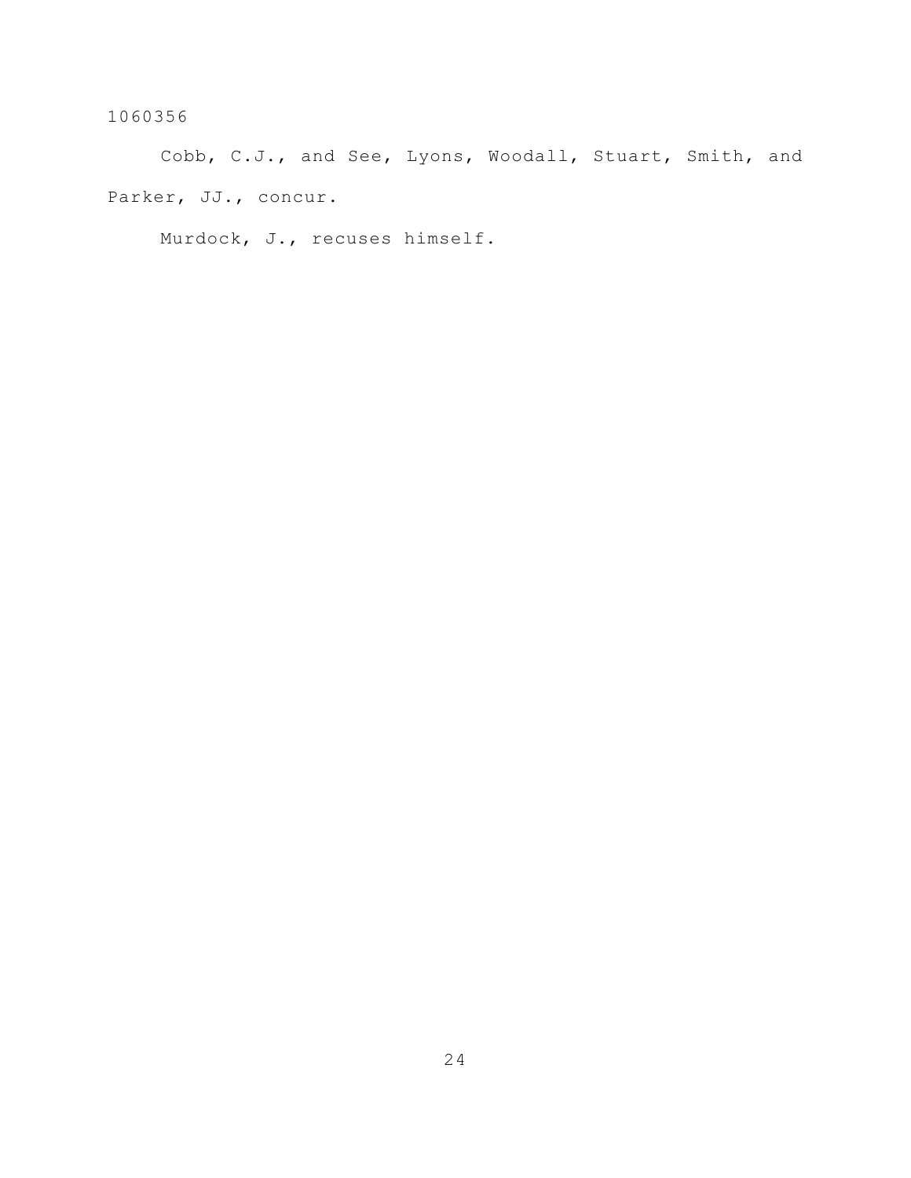Cobb, C.J., and See, Lyons, Woodall, Stuart, Smith, and Parker, JJ., concur.

Murdock, J., recuses himself.